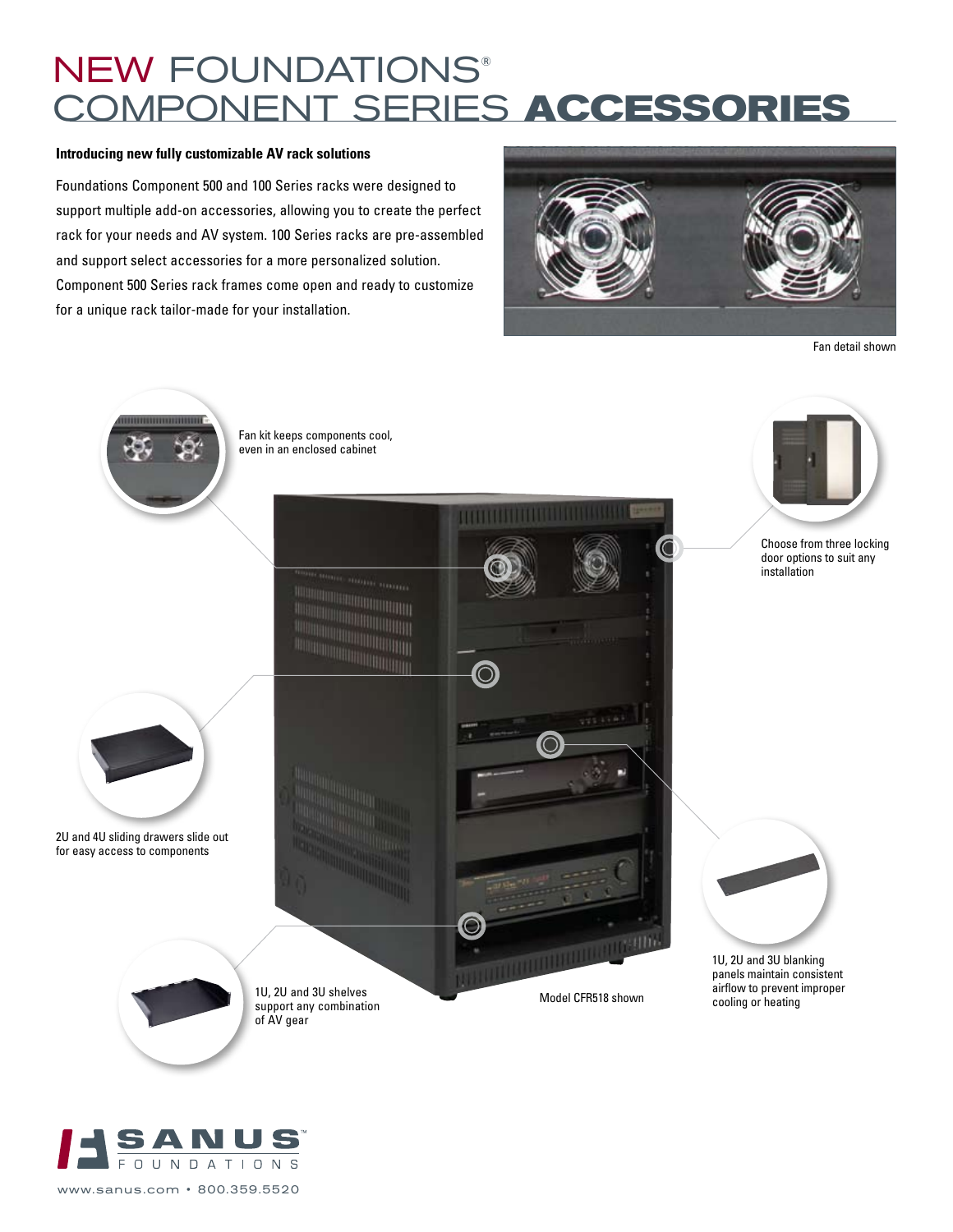# NEW FOUNDATIONS® COMPONENT SERIES ACCESSORIES

**Introducing new fully customizable AV rack solutions**

Foundations Component 500 and 100 Series racks were designed to support multiple add-on accessories, allowing you to create the perfect rack for your needs and AV system. 100 Series racks are pre-assembled and support select accessories for a more personalized solution. Component 500 Series rack frames come open and ready to customize for a unique rack tailor-made for your installation.

Fan detail shown

Fan kit keeps components cool, even in an enclosed cabinet

Choose from three locking door options to suit any installation

2U and 4U sliding drawers slide out for easy access to components

1U, 2U and 3U blanking panels maintain consistent airflow to prevent improper cooling or heating

1U, 2U and 3U shelves support any combination of AV gear

Model CFR518 shown

SANUS™ FOUNDATIONS

www.sanus.com • 800.359.5520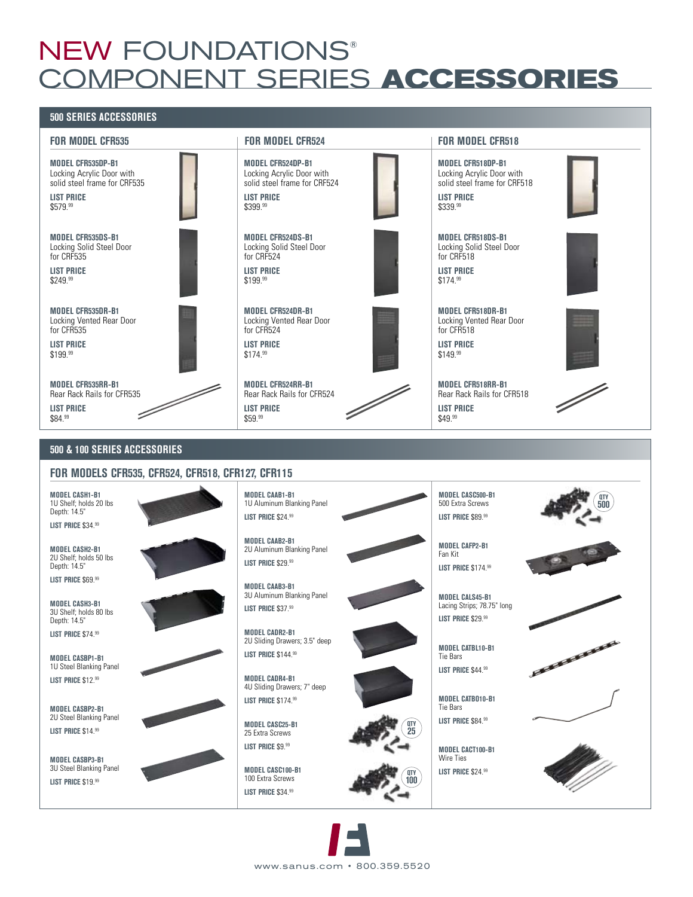# NEW FOUNDATIONS® COMPONENT SERIES **ACCESSORIES**

## 500 SERIES ACCESSORIES

### FOR MODEL CFR535

**MODEL CFR535DP-B1**
Locking Acrylic Door with solid steel frame for CRF535

**LIST PRICE**
$579.99

**MODEL CFR535DS-B1**
Locking Solid Steel Door for CRF535

**LIST PRICE**
$249.99

**MODEL CFR535DR-B1**
Locking Vented Rear Door for CFR535

**LIST PRICE**
$199.99

**MODEL CFR535RR-B1**
Rear Rack Rails for CFR535

**LIST PRICE**
$84.99

### FOR MODEL CFR524

**MODEL CFR524DP-B1**
Locking Acrylic Door with solid steel frame for CRF524

**LIST PRICE**
$399.99

**MODEL CFR524DS-B1**
Locking Solid Steel Door for CRF524

**LIST PRICE**
$199.99

**MODEL CFR524DR-B1**
Locking Vented Rear Door for CFR524

**LIST PRICE**
$174.99

**MODEL CFR524RR-B1**
Rear Rack Rails for CFR524

**LIST PRICE**
$59.99

### FOR MODEL CFR518

**MODEL CFR518DP-B1**
Locking Acrylic Door with solid steel frame for CRF518

**LIST PRICE**
$339.99

**MODEL CFR518DS-B1**
Locking Solid Steel Door for CRF518

**LIST PRICE**
$174.99

**MODEL CFR518DR-B1**
Locking Vented Rear Door for CFR518

**LIST PRICE**
$149.99

**MODEL CFR518RR-B1**
Rear Rack Rails for CFR518

**LIST PRICE**
$49.99

## 500 & 100 SERIES ACCESSORIES

### FOR MODELS CFR535, CFR524, CFR518, CFR127, CFR115

**MODEL CASH1-B1**
1U Shelf; holds 20 lbs
Depth: 14.5"

**LIST PRICE** $34.99

**MODEL CASH2-B1**
2U Shelf; holds 50 lbs
Depth: 14.5"

**LIST PRICE** $69.99

**MODEL CASH3-B1**
3U Shelf; holds 80 lbs
Depth: 14.5"

**LIST PRICE** $74.99

**MODEL CASBP1-B1**
1U Steel Blanking Panel

**LIST PRICE** $12.99

**MODEL CASBP2-B1**
2U Steel Blanking Panel

**LIST PRICE** $14.99

**MODEL CASBP3-B1**
3U Steel Blanking Panel

**LIST PRICE** $19.99

**MODEL CAAB1-B1**
1U Aluminum Blanking Panel

**LIST PRICE** $24.99

**MODEL CAAB2-B1**
2U Aluminum Blanking Panel

**LIST PRICE** $29.99

**MODEL CAAB3-B1**
3U Aluminum Blanking Panel

**LIST PRICE** $37.99

**MODEL CADR2-B1**
2U Sliding Drawers; 3.5" deep

**LIST PRICE** $144.99

**MODEL CADR4-B1**
4U Sliding Drawers; 7" deep

**LIST PRICE** $174.99

**MODEL CASC25-B1**
25 Extra Screws

**LIST PRICE** $9.99

QTY 25

**MODEL CASC100-B1**
100 Extra Screws

**LIST PRICE** $34.99

QTY 100

**MODEL CASC500-B1**
500 Extra Screws

**LIST PRICE** $89.99

QTY 500

**MODEL CAFP2-B1**
Fan Kit

**LIST PRICE** $174.99

**MODEL CALS45-B1**
Lacing Strips; 78.75" long

**LIST PRICE** $29.99

**MODEL CATBL10-B1**
Tie Bars

**LIST PRICE** $44.99

**MODEL CATBO10-B1**
Tie Bars

**LIST PRICE** $84.99

**MODEL CACT100-B1**
Wire Ties

**LIST PRICE** $24.99

www.sanus.com • 800.359.5520